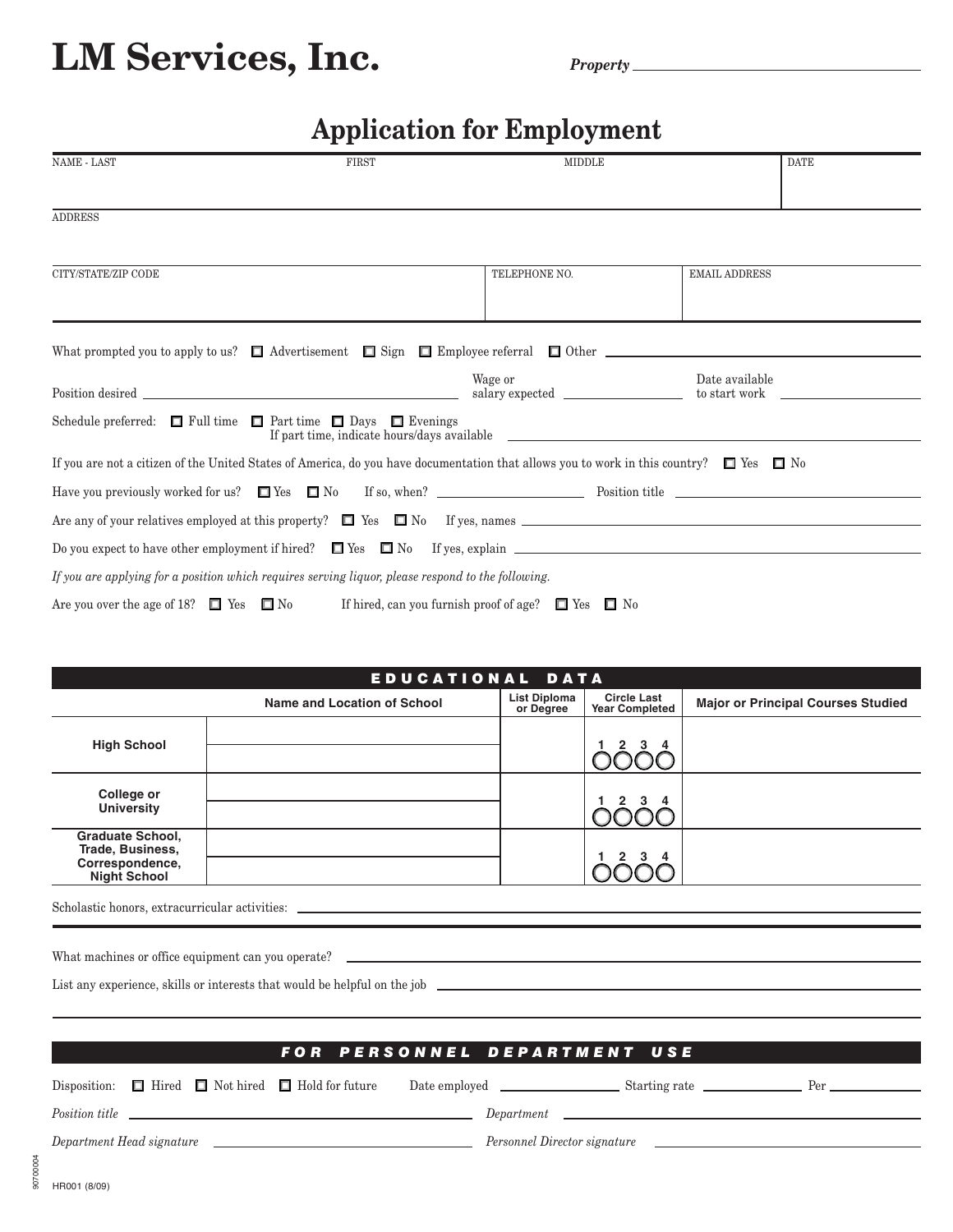# LM Services, Inc.

***Property*** ____________________

## Application for Employment

| NAME - LAST | FIRST | MIDDLE | DATE |
|---|---|---|---|
| | | | |

| ADDRESS |
|---|
| |

| CITY/STATE/ZIP CODE | TELEPHONE NO. | EMAIL ADDRESS |
|---|---|---|
| | | |

What prompted you to apply to us? ☐ Advertisement ☐ Sign ☐ Employee referral ☐ Other ____________________

Position desired ____________________ Wage or salary expected ____________________ Date available to start work ____________________

Schedule preferred: ☐ Full time ☐ Part time ☐ Days ☐ Evenings
If part time, indicate hours/days available ____________________

If you are not a citizen of the United States of America, do you have documentation that allows you to work in this country? ☐ Yes ☐ No

Have you previously worked for us? ☐ Yes ☐ No If so, when? ____________________ Position title ____________________

Are any of your relatives employed at this property? ☐ Yes ☐ No If yes, names ____________________

Do you expect to have other employment if hired? ☐ Yes ☐ No If yes, explain ____________________

*If you are applying for a position which requires serving liquor, please respond to the following.*

Are you over the age of 18? ☐ Yes ☐ No If hired, can you furnish proof of age? ☐ Yes ☐ No

## EDUCATIONAL DATA

| | Name and Location of School | List Diploma or Degree | Circle Last Year Completed | Major or Principal Courses Studied |
|---|---|---|---|---|
| **High School** | | | 1 2 3 4 | |
| **College or University** | | | 1 2 3 4 | |
| **Graduate School, Trade, Business, Correspondence, Night School** | | | 1 2 3 4 | |

Scholastic honors, extracurricular activities: ____________________

What machines or office equipment can you operate? ____________________

List any experience, skills or interests that would be helpful on the job ____________________

## *FOR PERSONNEL DEPARTMENT USE*

Disposition: ☐ Hired ☐ Not hired ☐ Hold for future Date employed ____________________ Starting rate ____________________ Per ____________________

*Position title* ____________________ *Department* ____________________

*Department Head signature* ____________________ *Personnel Director signature* ____________________

HR001 (8/09)

90700004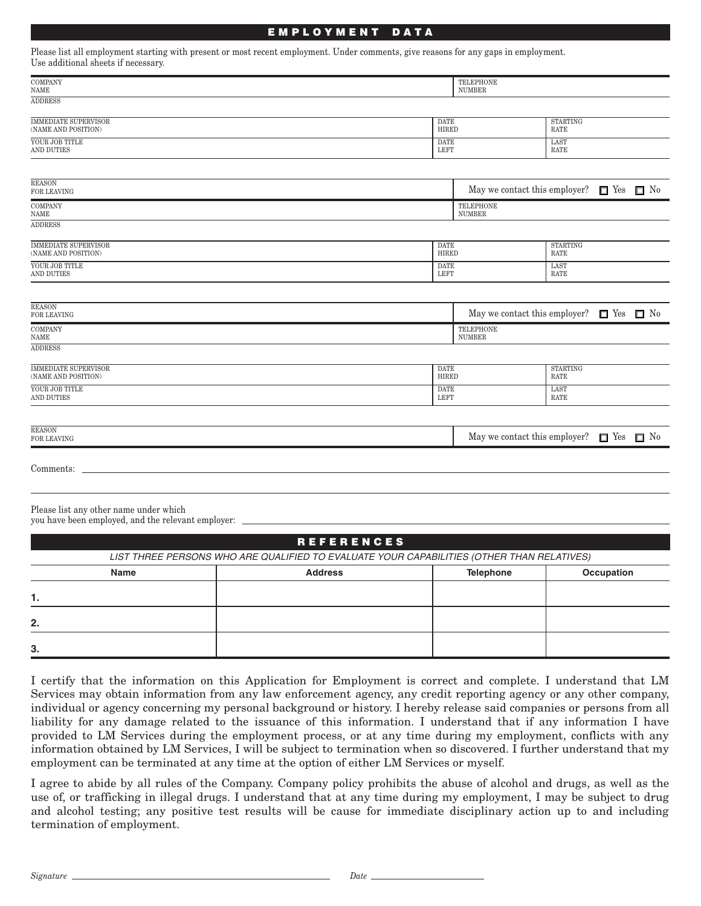## EMPLOYMENT DATA

Please list all employment starting with present or most recent employment. Under comments, give reasons for any gaps in employment. Use additional sheets if necessary.

| | | |
|---|---|---|
| COMPANY NAME | TELEPHONE NUMBER | |
| ADDRESS | | |
| IMMEDIATE SUPERVISOR (NAME AND POSITION) | DATE HIRED | STARTING RATE |
| YOUR JOB TITLE AND DUTIES | DATE LEFT | LAST RATE |
| REASON FOR LEAVING | May we contact this employer? ☐ Yes ☐ No | |

| | | |
|---|---|---|
| COMPANY NAME | TELEPHONE NUMBER | |
| ADDRESS | | |
| IMMEDIATE SUPERVISOR (NAME AND POSITION) | DATE HIRED | STARTING RATE |
| YOUR JOB TITLE AND DUTIES | DATE LEFT | LAST RATE |
| REASON FOR LEAVING | May we contact this employer? ☐ Yes ☐ No | |

| | | |
|---|---|---|
| COMPANY NAME | TELEPHONE NUMBER | |
| ADDRESS | | |
| IMMEDIATE SUPERVISOR (NAME AND POSITION) | DATE HIRED | STARTING RATE |
| YOUR JOB TITLE AND DUTIES | DATE LEFT | LAST RATE |
| REASON FOR LEAVING | May we contact this employer? ☐ Yes ☐ No | |

Comments: ______________________________

Please list any other name under which you have been employed, and the relevant employer: ______________________________

## REFERENCES

*LIST THREE PERSONS WHO ARE QUALIFIED TO EVALUATE YOUR CAPABILITIES (OTHER THAN RELATIVES)*

| Name | Address | Telephone | Occupation |
|---|---|---|---|
| 1. | | | |
| 2. | | | |
| 3. | | | |

I certify that the information on this Application for Employment is correct and complete. I understand that LM Services may obtain information from any law enforcement agency, any credit reporting agency or any other company, individual or agency concerning my personal background or history. I hereby release said companies or persons from all liability for any damage related to the issuance of this information. I understand that if any information I have provided to LM Services during the employment process, or at any time during my employment, conflicts with any information obtained by LM Services, I will be subject to termination when so discovered. I further understand that my employment can be terminated at any time at the option of either LM Services or myself.

I agree to abide by all rules of the Company. Company policy prohibits the abuse of alcohol and drugs, as well as the use of, or trafficking in illegal drugs. I understand that at any time during my employment, I may be subject to drug and alcohol testing; any positive test results will be cause for immediate disciplinary action up to and including termination of employment.

*Signature* ______________________________ *Date* ______________________________